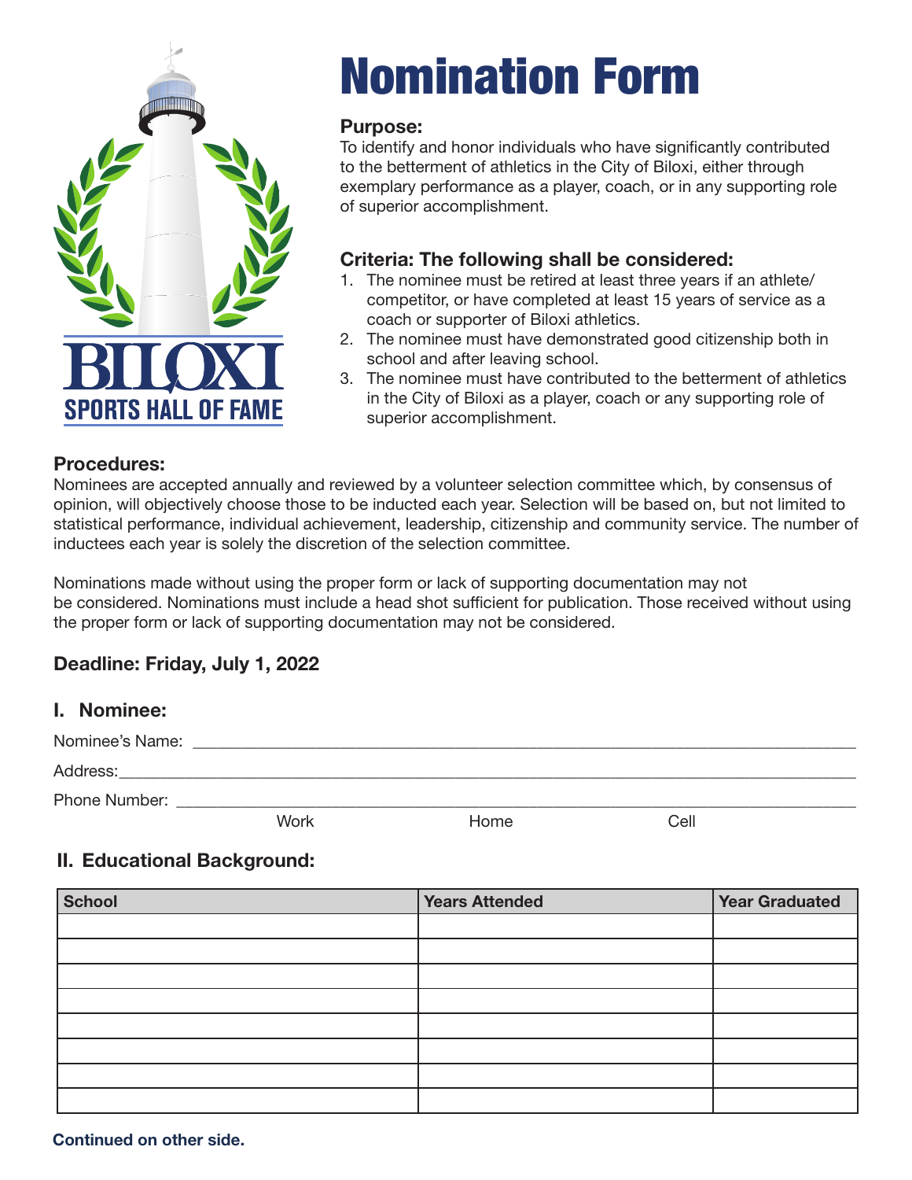# Nomination Form

BILOXI SPORTS HALL OF FAME

**Purpose:**
To identify and honor individuals who have significantly contributed to the betterment of athletics in the City of Biloxi, either through exemplary performance as a player, coach, or in any supporting role of superior accomplishment.

**Criteria: The following shall be considered:**

1. The nominee must be retired at least three years if an athlete/competitor, or have completed at least 15 years of service as a coach or supporter of Biloxi athletics.
2. The nominee must have demonstrated good citizenship both in school and after leaving school.
3. The nominee must have contributed to the betterment of athletics in the City of Biloxi as a player, coach or any supporting role of superior accomplishment.

**Procedures:**
Nominees are accepted annually and reviewed by a volunteer selection committee which, by consensus of opinion, will objectively choose those to be inducted each year. Selection will be based on, but not limited to statistical performance, individual achievement, leadership, citizenship and community service. The number of inductees each year is solely the discretion of the selection committee.

Nominations made without using the proper form or lack of supporting documentation may not be considered. Nominations must include a head shot sufficient for publication. Those received without using the proper form or lack of supporting documentation may not be considered.

**Deadline: Friday, July 1, 2022**

## I. Nominee:

Nominee's Name: ______________________________________________

Address: ______________________________________________

Phone Number: ______________________________________________
Work Home Cell

## II. Educational Background:

| School | Years Attended | Year Graduated |
|---|---|---|
| | | |
| | | |
| | | |
| | | |
| | | |
| | | |
| | | |
| | | |

**Continued on other side.**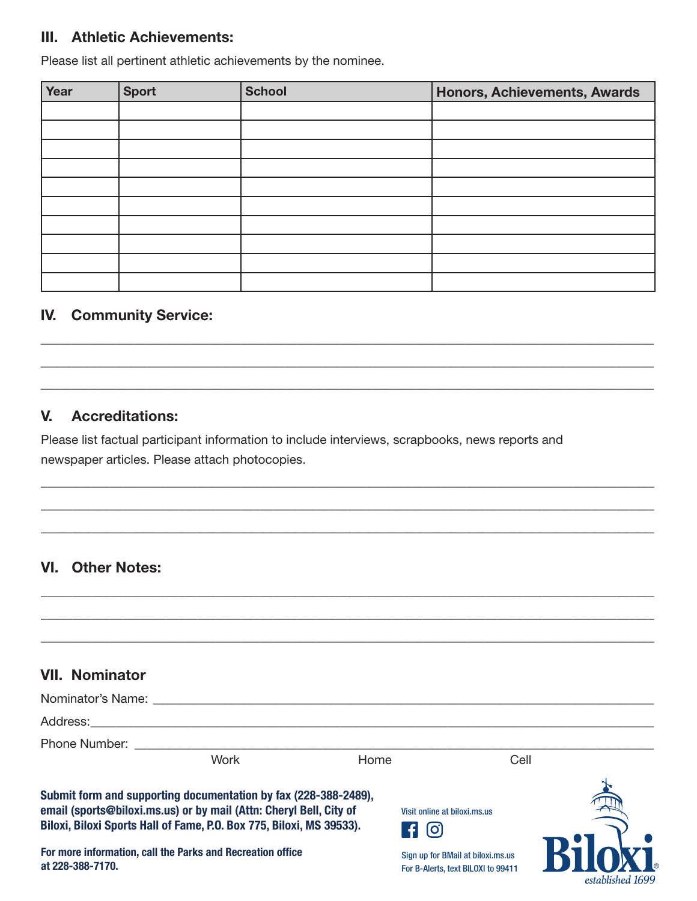## III. Athletic Achievements:

Please list all pertinent athletic achievements by the nominee.

| Year | Sport | School | Honors, Achievements, Awards |
|---|---|---|---|
| | | | |
| | | | |
| | | | |
| | | | |
| | | | |
| | | | |
| | | | |
| | | | |
| | | | |
| | | | |

## IV. Community Service:

______________________________________________________________________________

______________________________________________________________________________

______________________________________________________________________________

## V. Accreditations:

Please list factual participant information to include interviews, scrapbooks, news reports and newspaper articles. Please attach photocopies.

______________________________________________________________________________

______________________________________________________________________________

______________________________________________________________________________

## VI. Other Notes:

______________________________________________________________________________

______________________________________________________________________________

______________________________________________________________________________

## VII. Nominator

Nominator's Name: ______________________________________________________________

Address: _______________________________________________________________________

Phone Number: __________________________________________________________________

Work Home Cell

**Submit form and supporting documentation by fax (228-388-2489), email (sports@biloxi.ms.us) or by mail (Attn: Cheryl Bell, City of Biloxi, Biloxi Sports Hall of Fame, P.O. Box 775, Biloxi, MS 39533).**

**For more information, call the Parks and Recreation office at 228-388-7170.**

Visit online at biloxi.ms.us

Sign up for BMail at biloxi.ms.us

For B-Alerts, text BILOXI to 99411

Biloxi®

*established 1699*